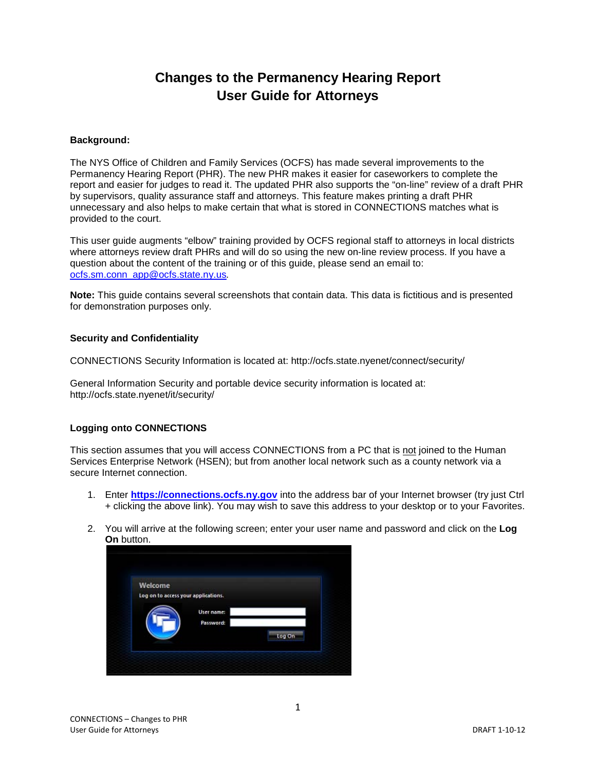# Changes to the Permanency Hearing Report User Guide for Attorneys

**Background:**

The NYS Office of Children and Family Services (OCFS) has made several improvements to the Permanency Hearing Report (PHR). The new PHR makes it easier for caseworkers to complete the report and easier for judges to read it. The updated PHR also supports the "on-line" review of a draft PHR by supervisors, quality assurance staff and attorneys. This feature makes printing a draft PHR unnecessary and also helps to make certain that what is stored in CONNECTIONS matches what is provided to the court.

This user guide augments "elbow" training provided by OCFS regional staff to attorneys in local districts where attorneys review draft PHRs and will do so using the new on-line review process. If you have a question about the content of the training or of this guide, please send an email to: ocfs.sm.conn_app@ocfs.state.ny.us.

**Note:** This guide contains several screenshots that contain data. This data is fictitious and is presented for demonstration purposes only.

**Security and Confidentiality**

CONNECTIONS Security Information is located at: http://ocfs.state.nyenet/connect/security/

General Information Security and portable device security information is located at: http://ocfs.state.nyenet/it/security/

**Logging onto CONNECTIONS**

This section assumes that you will access CONNECTIONS from a PC that is not joined to the Human Services Enterprise Network (HSEN); but from another local network such as a county network via a secure Internet connection.

1. Enter **https://connections.ocfs.ny.gov** into the address bar of your Internet browser (try just Ctrl + clicking the above link). You may wish to save this address to your desktop or to your Favorites.
2. You will arrive at the following screen; enter your user name and password and click on the **Log On** button.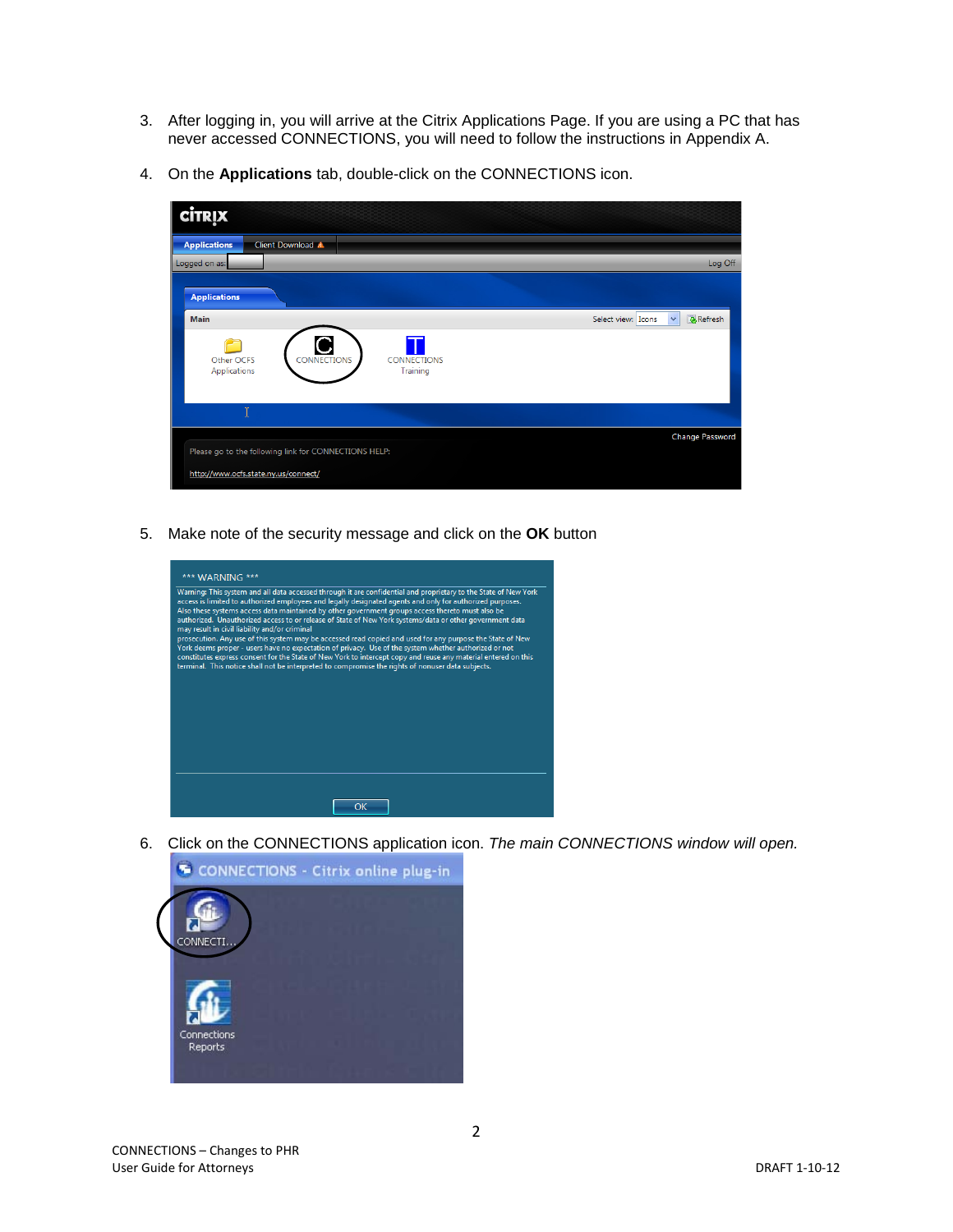3. After logging in, you will arrive at the Citrix Applications Page. If you are using a PC that has never accessed CONNECTIONS, you will need to follow the instructions in Appendix A.

4. On the **Applications** tab, double-click on the CONNECTIONS icon.

5. Make note of the security message and click on the **OK** button

6. Click on the CONNECTIONS application icon. *The main CONNECTIONS window will open.*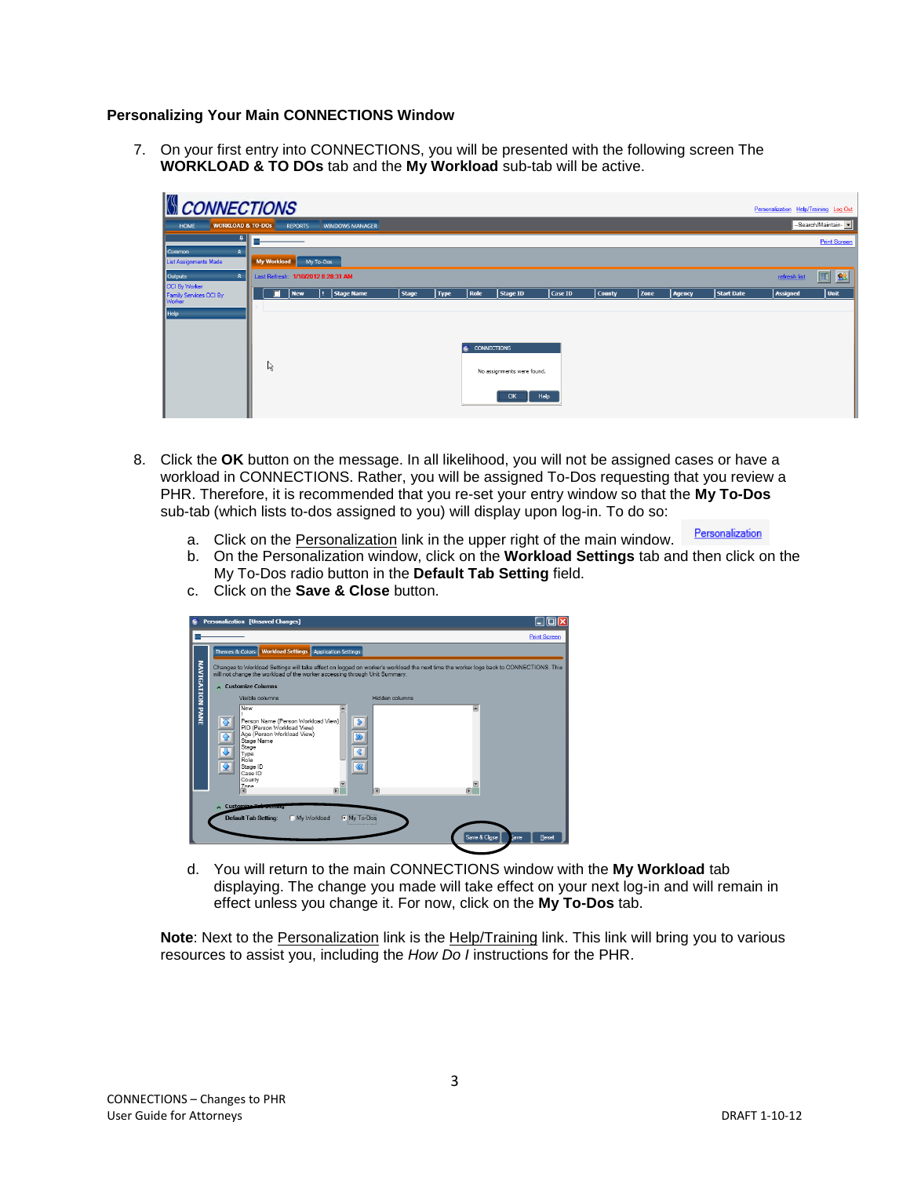### Personalizing Your Main CONNECTIONS Window

7. On your first entry into CONNECTIONS, you will be presented with the following screen The **WORKLOAD & TO DOs** tab and the **My Workload** sub-tab will be active.

8. Click the **OK** button on the message. In all likelihood, you will not be assigned cases or have a workload in CONNECTIONS. Rather, you will be assigned To-Dos requesting that you review a PHR. Therefore, it is recommended that you re-set your entry window so that the **My To-Dos** sub-tab (which lists to-dos assigned to you) will display upon log-in. To do so:

   a. Click on the Personalization link in the upper right of the main window.
   b. On the Personalization window, click on the **Workload Settings** tab and then click on the My To-Dos radio button in the **Default Tab Setting** field.
   c. Click on the **Save & Close** button.

   d. You will return to the main CONNECTIONS window with the **My Workload** tab displaying. The change you made will take effect on your next log-in and will remain in effect unless you change it. For now, click on the **My To-Dos** tab.

**Note**: Next to the Personalization link is the Help/Training link. This link will bring you to various resources to assist you, including the *How Do I* instructions for the PHR.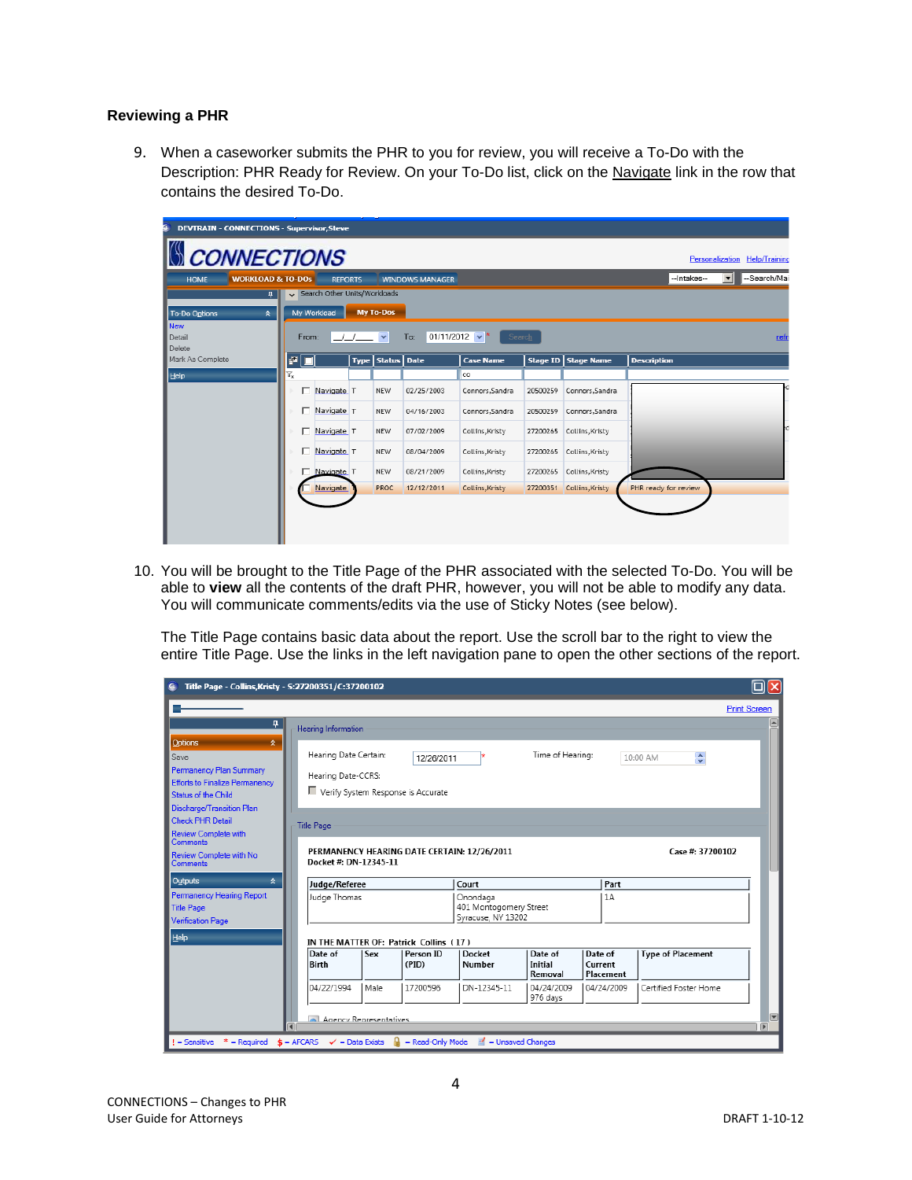### Reviewing a PHR

9. When a caseworker submits the PHR to you for review, you will receive a To-Do with the Description: PHR Ready for Review. On your To-Do list, click on the Navigate link in the row that contains the desired To-Do.

10. You will be brought to the Title Page of the PHR associated with the selected To-Do. You will be able to **view** all the contents of the draft PHR, however, you will not be able to modify any data. You will communicate comments/edits via the use of Sticky Notes (see below).

    The Title Page contains basic data about the report. Use the scroll bar to the right to view the entire Title Page. Use the links in the left navigation pane to open the other sections of the report.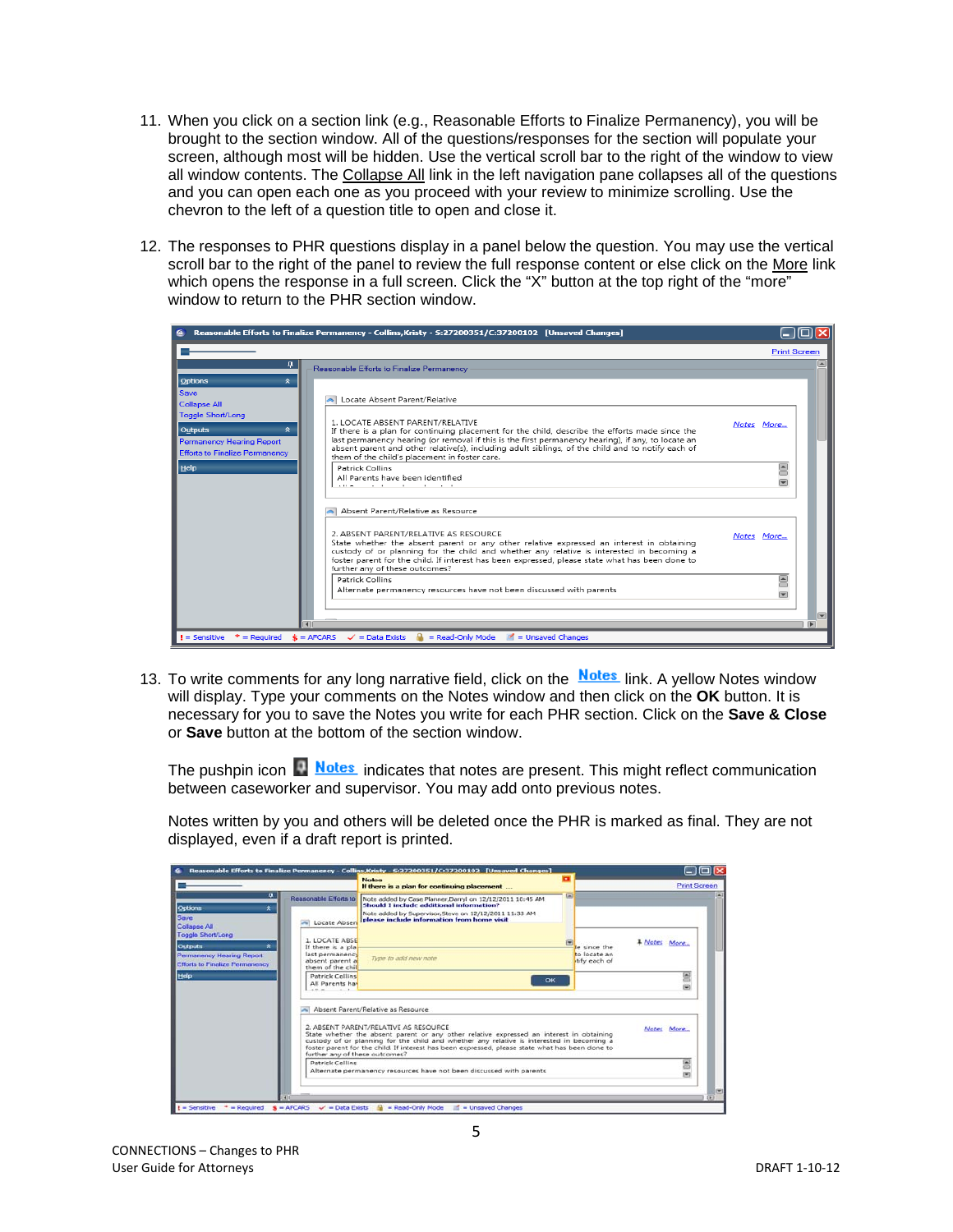11. When you click on a section link (e.g., Reasonable Efforts to Finalize Permanency), you will be brought to the section window. All of the questions/responses for the section will populate your screen, although most will be hidden. Use the vertical scroll bar to the right of the window to view all window contents. The Collapse All link in the left navigation pane collapses all of the questions and you can open each one as you proceed with your review to minimize scrolling. Use the chevron to the left of a question title to open and close it.

12. The responses to PHR questions display in a panel below the question. You may use the vertical scroll bar to the right of the panel to review the full response content or else click on the More link which opens the response in a full screen. Click the "X" button at the top right of the "more" window to return to the PHR section window.

13. To write comments for any long narrative field, click on the **Notes** link. A yellow Notes window will display. Type your comments on the Notes window and then click on the **OK** button. It is necessary for you to save the Notes you write for each PHR section. Click on the **Save & Close** or **Save** button at the bottom of the section window.

    The pushpin icon **Notes** indicates that notes are present. This might reflect communication between caseworker and supervisor. You may add onto previous notes.

    Notes written by you and others will be deleted once the PHR is marked as final. They are not displayed, even if a draft report is printed.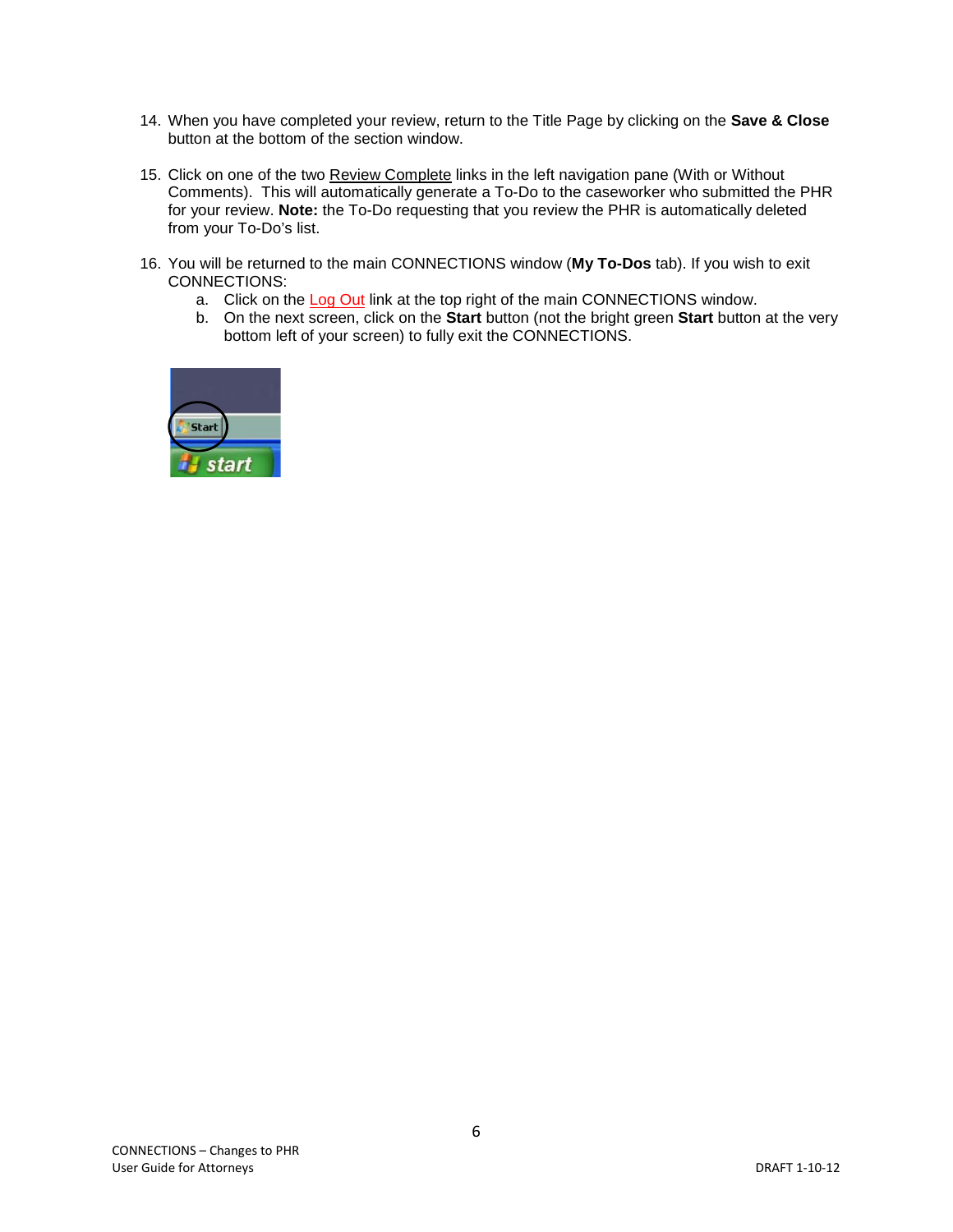14. When you have completed your review, return to the Title Page by clicking on the **Save & Close** button at the bottom of the section window.

15. Click on one of the two Review Complete links in the left navigation pane (With or Without Comments). This will automatically generate a To-Do to the caseworker who submitted the PHR for your review. **Note:** the To-Do requesting that you review the PHR is automatically deleted from your To-Do's list.

16. You will be returned to the main CONNECTIONS window (**My To-Dos** tab). If you wish to exit CONNECTIONS:
    a. Click on the Log Out link at the top right of the main CONNECTIONS window.
    b. On the next screen, click on the **Start** button (not the bright green **Start** button at the very bottom left of your screen) to fully exit the CONNECTIONS.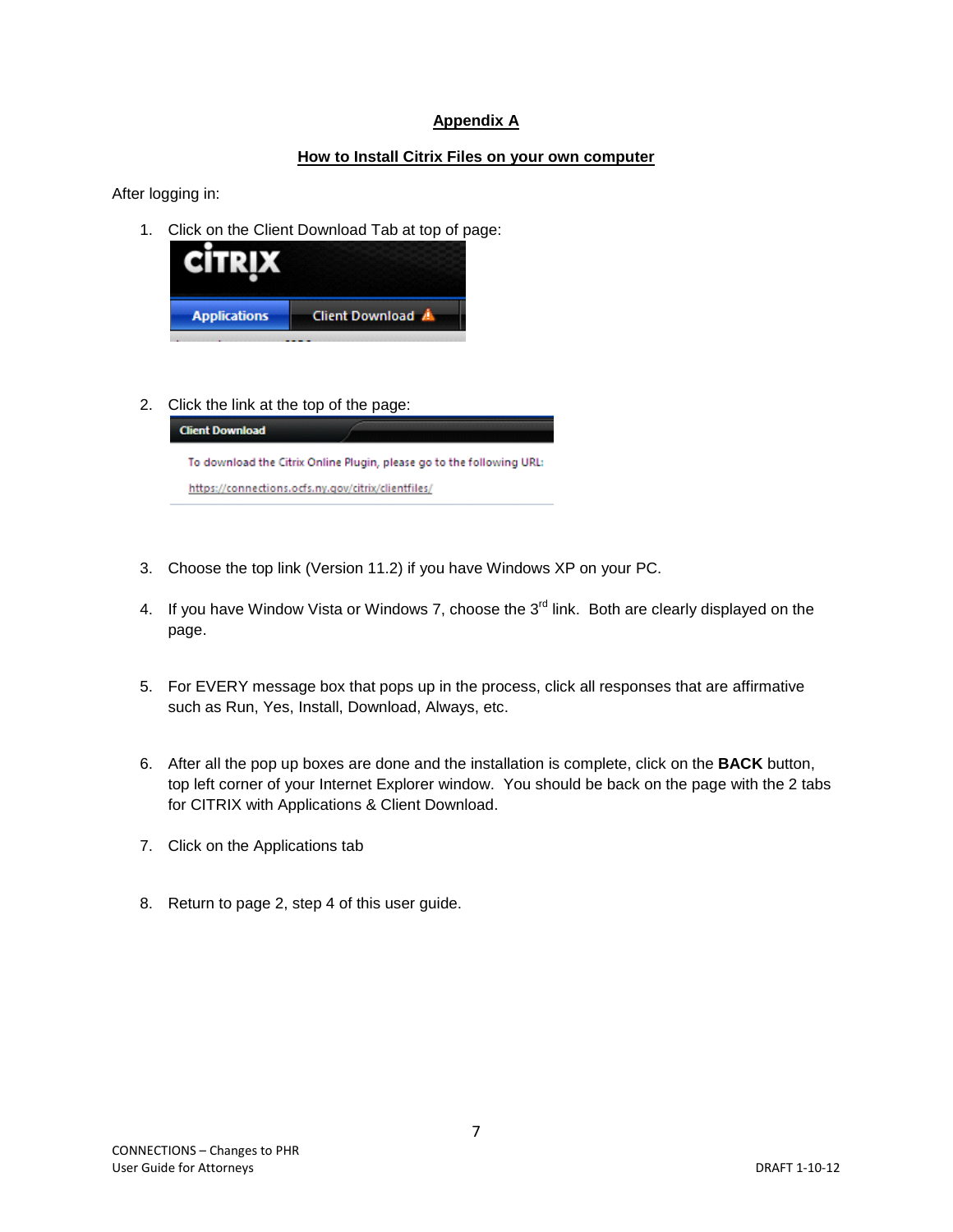## Appendix A

### How to Install Citrix Files on your own computer

After logging in:

1. Click on the Client Download Tab at top of page:

2. Click the link at the top of the page:

3. Choose the top link (Version 11.2) if you have Windows XP on your PC.

4. If you have Window Vista or Windows 7, choose the 3rd link. Both are clearly displayed on the page.

5. For EVERY message box that pops up in the process, click all responses that are affirmative such as Run, Yes, Install, Download, Always, etc.

6. After all the pop up boxes are done and the installation is complete, click on the **BACK** button, top left corner of your Internet Explorer window. You should be back on the page with the 2 tabs for CITRIX with Applications & Client Download.

7. Click on the Applications tab

8. Return to page 2, step 4 of this user guide.